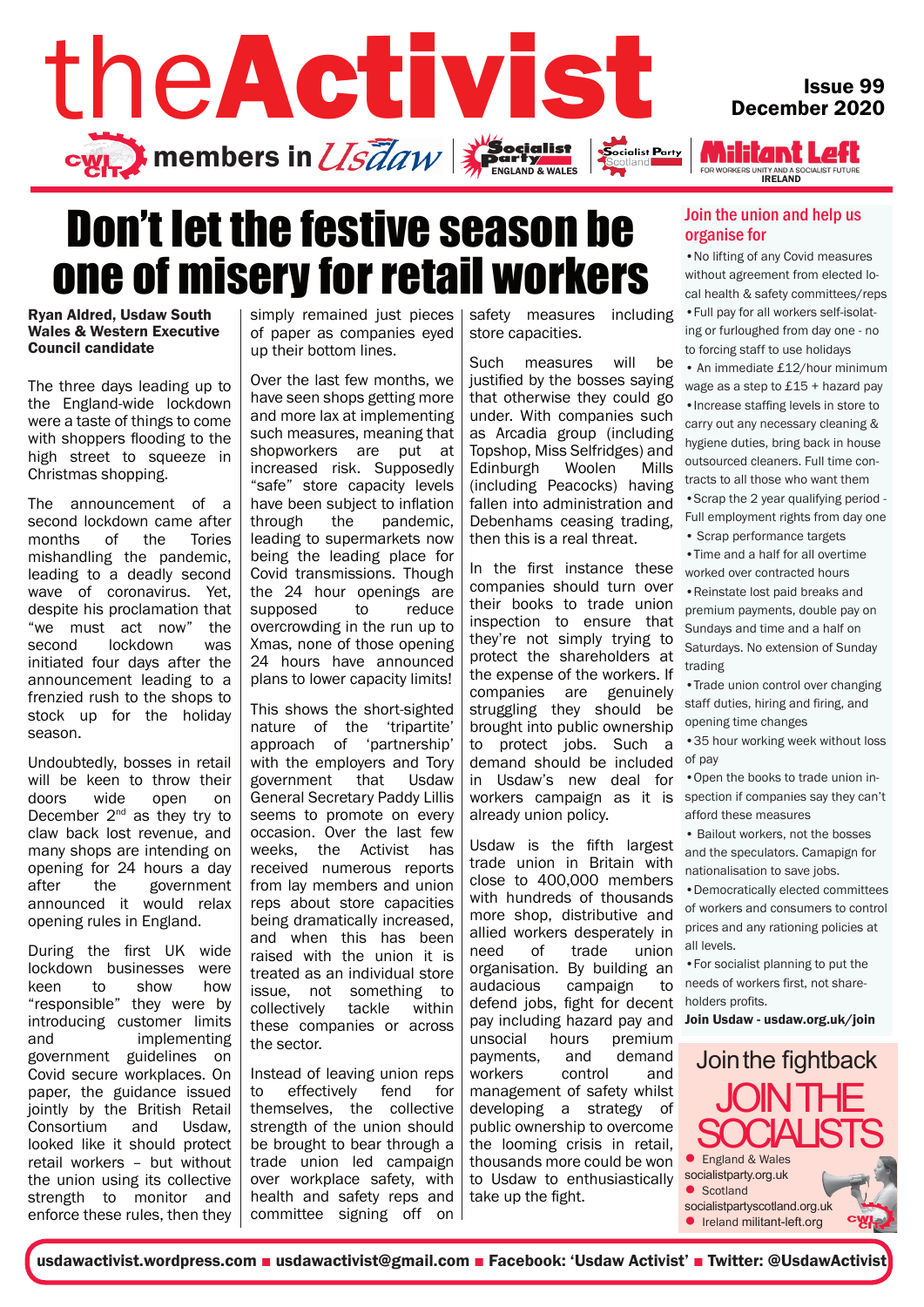# theActivist

**Issue 99**
**December 2020**

CWI members in Usdaw | Socialist Party England & Wales | Socialist Party Scotland | Militant Left – For workers unity and a socialist future – Ireland

# Don't let the festive season be one of misery for retail workers

**Ryan Aldred, Usdaw South Wales & Western Executive Council candidate**

The three days leading up to the England-wide lockdown were a taste of things to come with shoppers flooding to the high street to squeeze in Christmas shopping.

The announcement of a second lockdown came after months of the Tories mishandling the pandemic, leading to a deadly second wave of coronavirus. Yet, despite his proclamation that "we must act now" the second lockdown was initiated four days after the announcement leading to a frenzied rush to the shops to stock up for the holiday season.

Undoubtedly, bosses in retail will be keen to throw their doors wide open on December 2nd as they try to claw back lost revenue, and many shops are intending on opening for 24 hours a day after the government announced it would relax opening rules in England.

During the first UK wide lockdown businesses were keen to show how "responsible" they were by introducing customer limits and implementing government guidelines on Covid secure workplaces. On paper, the guidance issued jointly by the British Retail Consortium and Usdaw, looked like it should protect retail workers – but without the union using its collective strength to monitor and enforce these rules, then they simply remained just pieces of paper as companies eyed up their bottom lines.

Over the last few months, we have seen shops getting more and more lax at implementing such measures, meaning that shopworkers are put at increased risk. Supposedly "safe" store capacity levels have been subject to inflation through the pandemic, leading to supermarkets now being the leading place for Covid transmissions. Though the 24 hour openings are supposed to reduce overcrowding in the run up to Xmas, none of those opening 24 hours have announced plans to lower capacity limits!

This shows the short-sighted nature of the 'tripartite' approach of 'partnership' with the employers and Tory government that Usdaw General Secretary Paddy Lillis seems to promote on every occasion. Over the last few weeks, the Activist has received numerous reports from lay members and union reps about store capacities being dramatically increased, and when this has been raised with the union it is treated as an individual store issue, not something to collectively tackle within these companies or across the sector.

Instead of leaving union reps to effectively fend for themselves, the collective strength of the union should be brought to bear through a trade union led campaign over workplace safety, with health and safety reps and committee signing off on safety measures including store capacities.

Such measures will be justified by the bosses saying that otherwise they could go under. With companies such as Arcadia group (including Topshop, Miss Selfridges) and Edinburgh Woolen Mills (including Peacocks) having fallen into administration and Debenhams ceasing trading, then this is a real threat.

In the first instance these companies should turn over their books to trade union inspection to ensure that they're not simply trying to protect the shareholders at the expense of the workers. If companies are genuinely struggling they should be brought into public ownership to protect jobs. Such a demand should be included in Usdaw's new deal for workers campaign as it is already union policy.

Usdaw is the fifth largest trade union in Britain with close to 400,000 members with hundreds of thousands more shop, distributive and allied workers desperately in need of trade union organisation. By building an audacious campaign to defend jobs, fight for decent pay including hazard pay and unsocial hours premium payments, and demand workers control and management of safety whilst developing a strategy of public ownership to overcome the looming crisis in retail, thousands more could be won to Usdaw to enthusiastically take up the fight.

## Join the union and help us organise for

- No lifting of any Covid measures without agreement from elected local health & safety committees/reps
- Full pay for all workers self-isolating or furloughed from day one - no to forcing staff to use holidays
- An immediate £12/hour minimum wage as a step to £15 + hazard pay
- Increase staffing levels in store to carry out any necessary cleaning & hygiene duties, bring back in house outsourced cleaners. Full time contracts to all those who want them
- Scrap the 2 year qualifying period - Full employment rights from day one
- Scrap performance targets
- Time and a half for all overtime worked over contracted hours
- Reinstate lost paid breaks and premium payments, double pay on Sundays and time and a half on Saturdays. No extension of Sunday trading
- Trade union control over changing staff duties, hiring and firing, and opening time changes
- 35 hour working week without loss of pay
- Open the books to trade union inspection if companies say they can't afford these measures
- Bailout workers, not the bosses and the speculators. Camapign for nationalisation to save jobs.
- Democratically elected committees of workers and consumers to control prices and any rationing policies at all levels.
- For socialist planning to put the needs of workers first, not shareholders profits.

**Join Usdaw - usdaw.org.uk/join**

## Join the fightback
## JOIN THE SOCIALISTS

- England & Wales socialistparty.org.uk
- Scotland socialistpartyscotland.org.uk
- Ireland militant-left.org

**usdawactivist.wordpress.com ■ usdawactivist@gmail.com ■ Facebook: 'Usdaw Activist' ■ Twitter: @UsdawActivist**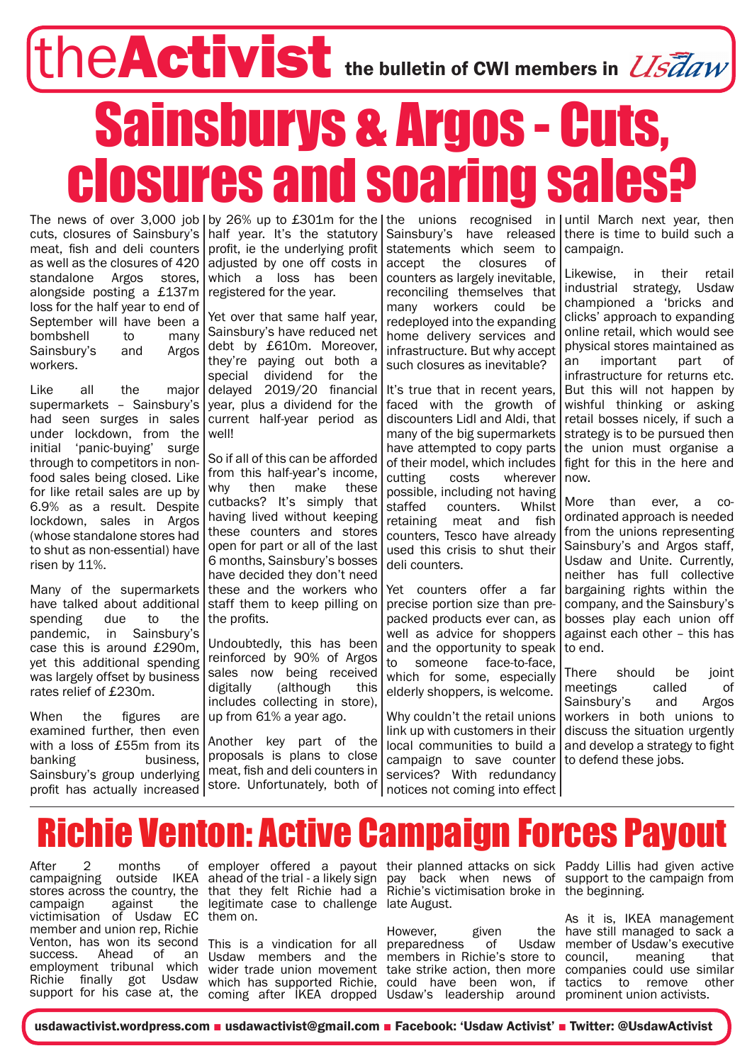# theActivist the bulletin of CWI members in Usdaw

# Sainsburys & Argos - Cuts, closures and soaring sales?

The news of over 3,000 job cuts, closures of Sainsbury's meat, fish and deli counters as well as the closures of 420 standalone Argos stores, alongside posting a £137m loss for the half year to end of September will have been a bombshell to many Sainsbury's and Argos workers.

Like all the major supermarkets – Sainsbury's had seen surges in sales under lockdown, from the initial 'panic-buying' surge through to competitors in non-food sales being closed. Like for like retail sales are up by 6.9% as a result. Despite lockdown, sales in Argos (whose standalone stores had to shut as non-essential) have risen by 11%.

Many of the supermarkets have talked about additional spending due to the pandemic, in Sainsbury's case this is around £290m, yet this additional spending was largely offset by business rates relief of £230m.

When the figures are examined further, then even with a loss of £55m from its banking business, Sainsbury's group underlying profit has actually increased by 26% up to £301m for the half year. It's the statutory profit, ie the underlying profit adjusted by one off costs in which a loss has been registered for the year.

Yet over that same half year, Sainsbury's have reduced net debt by £610m. Moreover, they're paying out both a special dividend for the delayed 2019/20 financial year, plus a dividend for the current half-year period as well!

So if all of this can be afforded from this half-year's income, why then make these cutbacks? It's simply that having lived without keeping these counters and stores open for part or all of the last 6 months, Sainsbury's bosses have decided they don't need these and the workers who staff them to keep pilling on the profits.

Undoubtedly, this has been reinforced by 90% of Argos sales now being received digitally (although this includes collecting in store), up from 61% a year ago.

Another key part of the proposals is plans to close meat, fish and deli counters in store. Unfortunately, both of the unions recognised in Sainsbury's have released statements which seem to accept the closures of counters as largely inevitable, reconciling themselves that many workers could be redeployed into the expanding home delivery services and infrastructure. But why accept such closures as inevitable?

It's true that in recent years, faced with the growth of discounters Lidl and Aldi, that many of the big supermarkets have attempted to copy parts of their model, which includes cutting costs wherever possible, including not having staffed counters. Whilst retaining meat and fish counters, Tesco have already used this crisis to shut their deli counters.

Yet counters offer a far precise portion size than pre-packed products ever can, as well as advice for shoppers and the opportunity to speak to someone face-to-face, which for some, especially elderly shoppers, is welcome.

Why couldn't the retail unions link up with customers in their local communities to build a campaign to save counter services? With redundancy notices not coming into effect until March next year, then there is time to build such a campaign.

Likewise, in their retail industrial strategy, Usdaw championed a 'bricks and clicks' approach to expanding online retail, which would see physical stores maintained as an important part of infrastructure for returns etc. But this will not happen by wishful thinking or asking retail bosses nicely, if such a strategy is to be pursued then the union must organise a fight for this in the here and now.

More than ever, a co-ordinated approach is needed from the unions representing Sainsbury's and Argos staff, Usdaw and Unite. Currently, neither has full collective bargaining rights within the company, and the Sainsbury's bosses play each union off against each other – this has to end.

There should be joint meetings called of Sainsbury's and Argos workers in both unions to discuss the situation urgently and develop a strategy to fight to defend these jobs.

# Richie Venton: Active Campaign Forces Payout

After 2 months of campaigning outside IKEA stores across the country, the campaign against the victimisation of Usdaw EC member and union rep, Richie Venton, has won its second success. Ahead of an employment tribunal which Richie finally got Usdaw support for his case at, the employer offered a payout ahead of the trial - a likely sign that they felt Richie had a legitimate case to challenge them on.

This is a vindication for all Usdaw members and the wider trade union movement which has supported Richie, coming after IKEA dropped their planned attacks on sick pay back when news of Richie's victimisation broke in late August.

However, given the preparedness of Usdaw members in Richie's store to take strike action, then more could have been won, if Usdaw's leadership around Paddy Lillis had given active support to the campaign from the beginning.

As it is, IKEA management have still managed to sack a member of Usdaw's executive council, meaning that companies could use similar tactics to remove other prominent union activists.

usdawactivist.wordpress.com ■ usdawactivist@gmail.com ■ Facebook: 'Usdaw Activist' ■ Twitter: @UsdawActivist